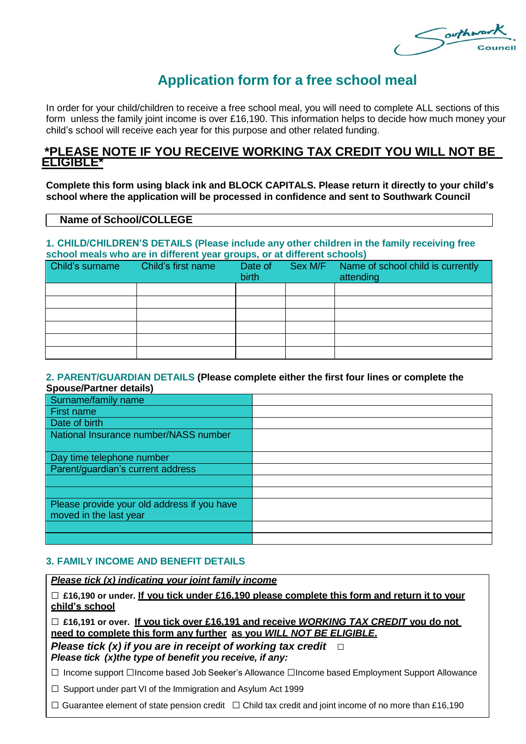Southwark Council

# Application form for a free school meal

In order for your child/children to receive a free school meal, you will need to complete ALL sections of this form unless the family joint income is over £16,190. This information helps to decide how much money your child's school will receive each year for this purpose and other related funding.

## *PLEASE NOTE IF YOU RECEIVE WORKING TAX CREDIT YOU WILL NOT BE ELIGIBLE*

**Complete this form using black ink and BLOCK CAPITALS. Please return it directly to your child's school where the application will be processed in confidence and sent to Southwark Council**

| **Name of School/COLLEGE** |
|---|
| |

### 1. CHILD/CHILDREN'S DETAILS (Please include any other children in the family receiving free school meals who are in different year groups, or at different schools)

| Child's surname | Child's first name | Date of birth | Sex M/F | Name of school child is currently attending |
|---|---|---|---|---|
| | | | | |
| | | | | |
| | | | | |
| | | | | |
| | | | | |
| | | | | |

### 2. PARENT/GUARDIAN DETAILS (Please complete either the first four lines or complete the Spouse/Partner details)

| | |
|---|---|
| Surname/family name | |
| First name | |
| Date of birth | |
| National Insurance number/NASS number | |
| Day time telephone number | |
| Parent/guardian's current address | |
| | |
| | |
| Please provide your old address if you have moved in the last year | |
| | |
| | |

### 3. FAMILY INCOME AND BENEFIT DETAILS

***Please tick (x) indicating your joint family income***

☐ **£16,190 or under.** **If you tick under £16,190 please complete this form and return it to your child's school**

☐ **£16,191 or over.** **If you tick over £16,191 and receive *WORKING TAX CREDIT* you do not need to complete this form any further as you *WILL NOT BE ELIGIBLE*.**

***Please tick (x) if you are in receipt of working tax credit*** ☐

***Please tick (x)the type of benefit you receive, if any:***

☐ Income support ☐Income based Job Seeker's Allowance ☐Income based Employment Support Allowance

☐ Support under part VI of the Immigration and Asylum Act 1999

☐ Guarantee element of state pension credit ☐ Child tax credit and joint income of no more than £16,190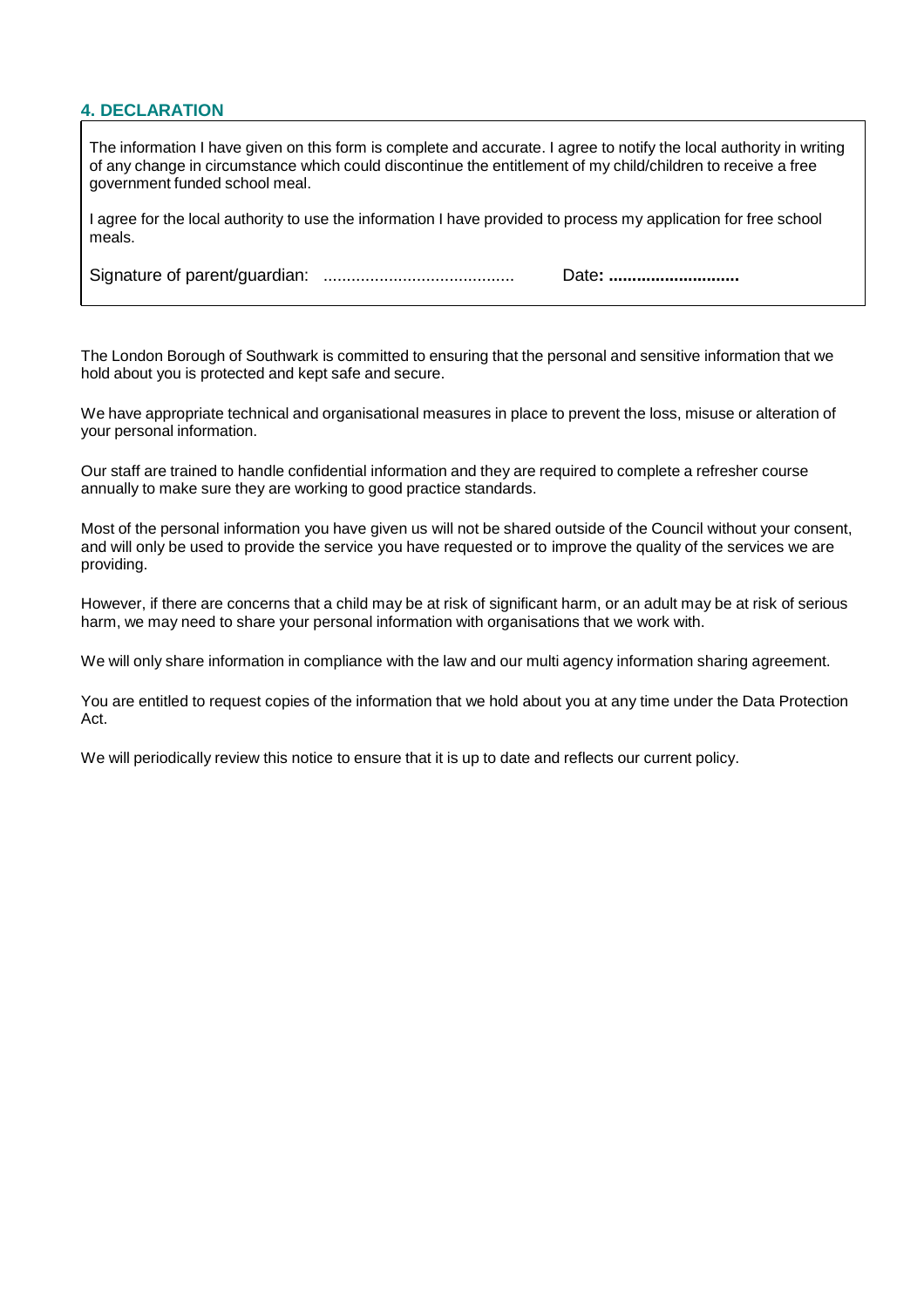## 4. DECLARATION

The information I have given on this form is complete and accurate. I agree to notify the local authority in writing of any change in circumstance which could discontinue the entitlement of my child/children to receive a free government funded school meal.

I agree for the local authority to use the information I have provided to process my application for free school meals.

Signature of parent/guardian: ......................................... Date: ............................

The London Borough of Southwark is committed to ensuring that the personal and sensitive information that we hold about you is protected and kept safe and secure.

We have appropriate technical and organisational measures in place to prevent the loss, misuse or alteration of your personal information.

Our staff are trained to handle confidential information and they are required to complete a refresher course annually to make sure they are working to good practice standards.

Most of the personal information you have given us will not be shared outside of the Council without your consent, and will only be used to provide the service you have requested or to improve the quality of the services we are providing.

However, if there are concerns that a child may be at risk of significant harm, or an adult may be at risk of serious harm, we may need to share your personal information with organisations that we work with.

We will only share information in compliance with the law and our multi agency information sharing agreement.

You are entitled to request copies of the information that we hold about you at any time under the Data Protection Act.

We will periodically review this notice to ensure that it is up to date and reflects our current policy.